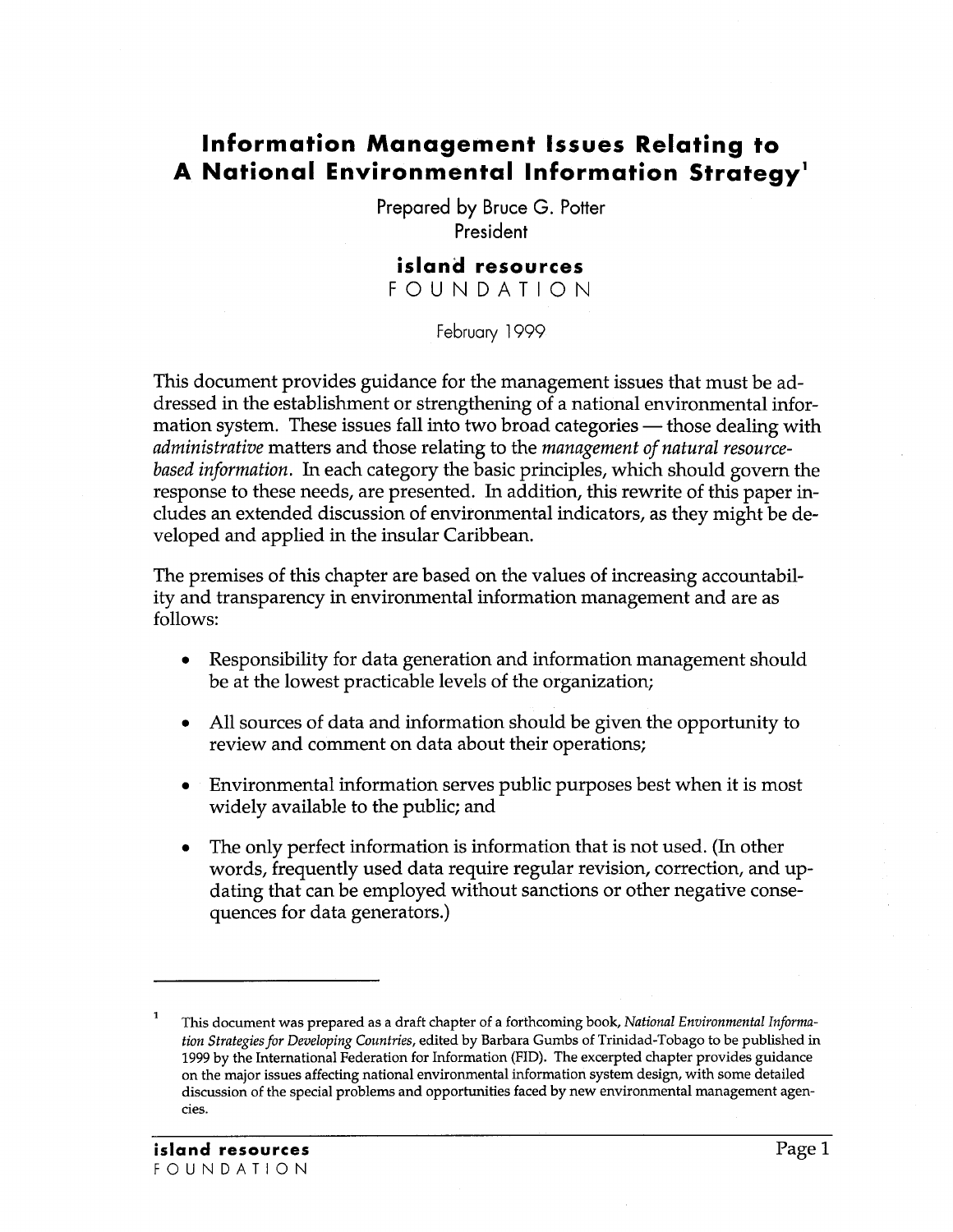# Information Management Issues Relating to A National Environmental Information Strategy[1]

Prepared by Bruce G. Potter
President

**island resources**
FOUNDATION

February 1999

This document provides guidance for the management issues that must be addressed in the establishment or strengthening of a national environmental information system. These issues fall into two broad categories — those dealing with *administrative* matters and those relating to the *management of natural resource-based information*. In each category the basic principles, which should govern the response to these needs, are presented. In addition, this rewrite of this paper includes an extended discussion of environmental indicators, as they might be developed and applied in the insular Caribbean.

The premises of this chapter are based on the values of increasing accountability and transparency in environmental information management and are as follows:

- Responsibility for data generation and information management should be at the lowest practicable levels of the organization;
- All sources of data and information should be given the opportunity to review and comment on data about their operations;
- Environmental information serves public purposes best when it is most widely available to the public; and
- The only perfect information is information that is not used. (In other words, frequently used data require regular revision, correction, and updating that can be employed without sanctions or other negative consequences for data generators.)

---

[1] This document was prepared as a draft chapter of a forthcoming book, *National Environmental Information Strategies for Developing Countries*, edited by Barbara Gumbs of Trinidad-Tobago to be published in 1999 by the International Federation for Information (FID). The excerpted chapter provides guidance on the major issues affecting national environmental information system design, with some detailed discussion of the special problems and opportunities faced by new environmental management agencies.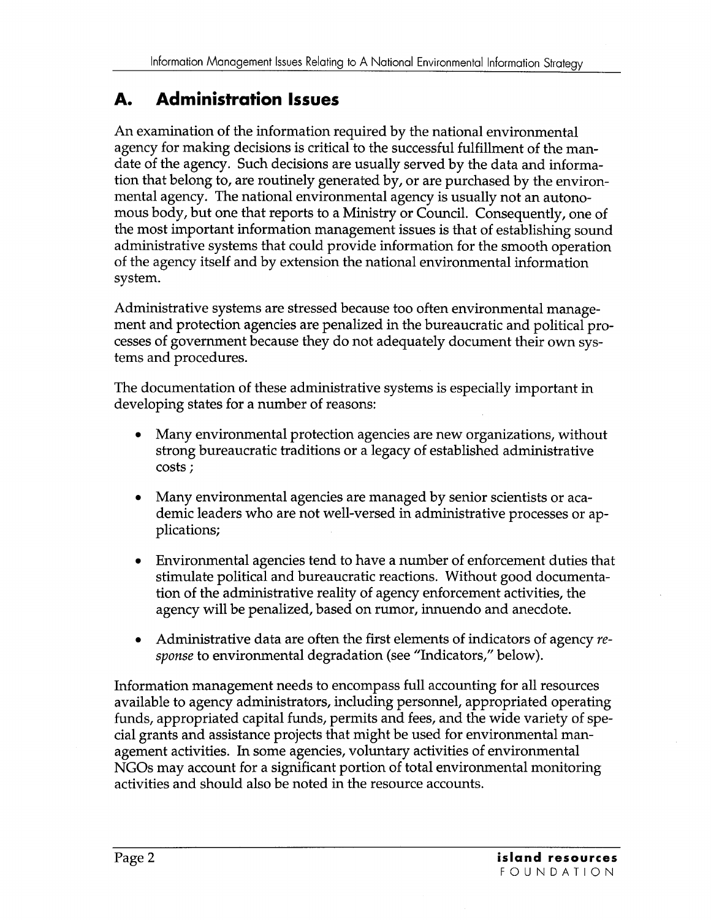## A. Administration Issues

An examination of the information required by the national environmental agency for making decisions is critical to the successful fulfillment of the mandate of the agency. Such decisions are usually served by the data and information that belong to, are routinely generated by, or are purchased by the environmental agency. The national environmental agency is usually not an autonomous body, but one that reports to a Ministry or Council. Consequently, one of the most important information management issues is that of establishing sound administrative systems that could provide information for the smooth operation of the agency itself and by extension the national environmental information system.

Administrative systems are stressed because too often environmental management and protection agencies are penalized in the bureaucratic and political processes of government because they do not adequately document their own systems and procedures.

The documentation of these administrative systems is especially important in developing states for a number of reasons:

- Many environmental protection agencies are new organizations, without strong bureaucratic traditions or a legacy of established administrative costs ;
- Many environmental agencies are managed by senior scientists or academic leaders who are not well-versed in administrative processes or applications;
- Environmental agencies tend to have a number of enforcement duties that stimulate political and bureaucratic reactions. Without good documentation of the administrative reality of agency enforcement activities, the agency will be penalized, based on rumor, innuendo and anecdote.
- Administrative data are often the first elements of indicators of agency *response* to environmental degradation (see "Indicators," below).

Information management needs to encompass full accounting for all resources available to agency administrators, including personnel, appropriated operating funds, appropriated capital funds, permits and fees, and the wide variety of special grants and assistance projects that might be used for environmental management activities. In some agencies, voluntary activities of environmental NGOs may account for a significant portion of total environmental monitoring activities and should also be noted in the resource accounts.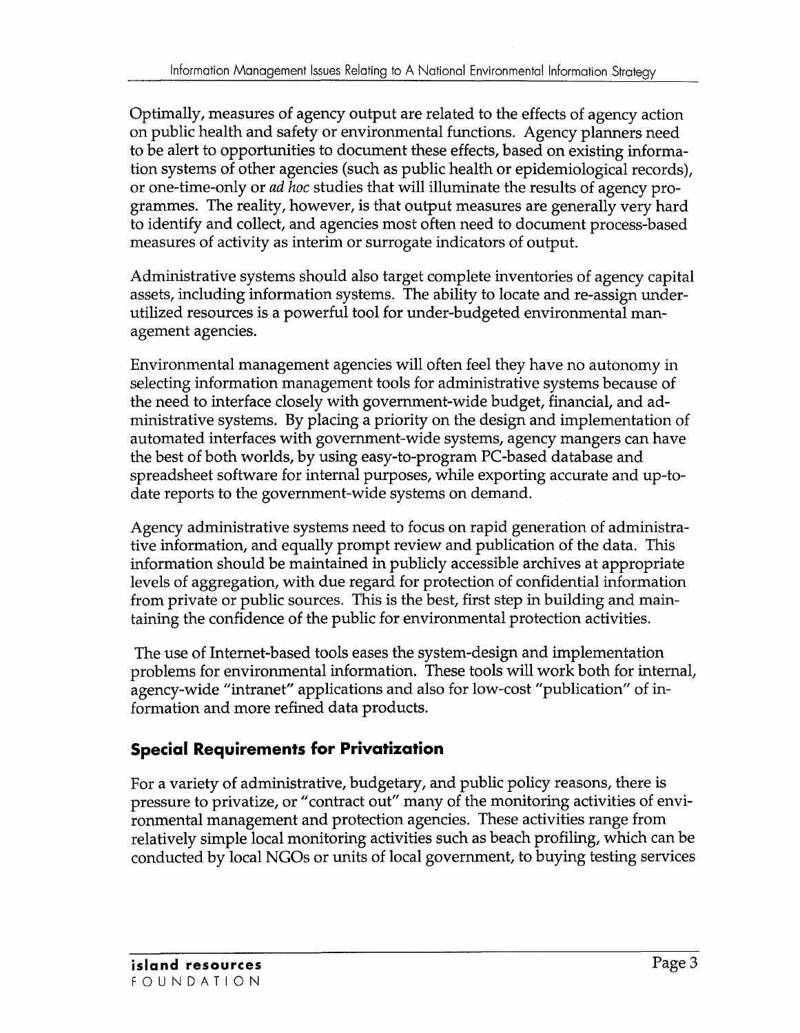Optimally, measures of agency output are related to the effects of agency action on public health and safety or environmental functions. Agency planners need to be alert to opportunities to document these effects, based on existing information systems of other agencies (such as public health or epidemiological records), or one-time-only or *ad hoc* studies that will illuminate the results of agency programmes. The reality, however, is that output measures are generally very hard to identify and collect, and agencies most often need to document process-based measures of activity as interim or surrogate indicators of output.

Administrative systems should also target complete inventories of agency capital assets, including information systems. The ability to locate and re-assign underutilized resources is a powerful tool for under-budgeted environmental management agencies.

Environmental management agencies will often feel they have no autonomy in selecting information management tools for administrative systems because of the need to interface closely with government-wide budget, financial, and administrative systems. By placing a priority on the design and implementation of automated interfaces with government-wide systems, agency mangers can have the best of both worlds, by using easy-to-program PC-based database and spreadsheet software for internal purposes, while exporting accurate and up-to-date reports to the government-wide systems on demand.

Agency administrative systems need to focus on rapid generation of administrative information, and equally prompt review and publication of the data. This information should be maintained in publicly accessible archives at appropriate levels of aggregation, with due regard for protection of confidential information from private or public sources. This is the best, first step in building and maintaining the confidence of the public for environmental protection activities.

The use of Internet-based tools eases the system-design and implementation problems for environmental information. These tools will work both for internal, agency-wide "intranet" applications and also for low-cost "publication" of information and more refined data products.

## Special Requirements for Privatization

For a variety of administrative, budgetary, and public policy reasons, there is pressure to privatize, or "contract out" many of the monitoring activities of environmental management and protection agencies. These activities range from relatively simple local monitoring activities such as beach profiling, which can be conducted by local NGOs or units of local government, to buying testing services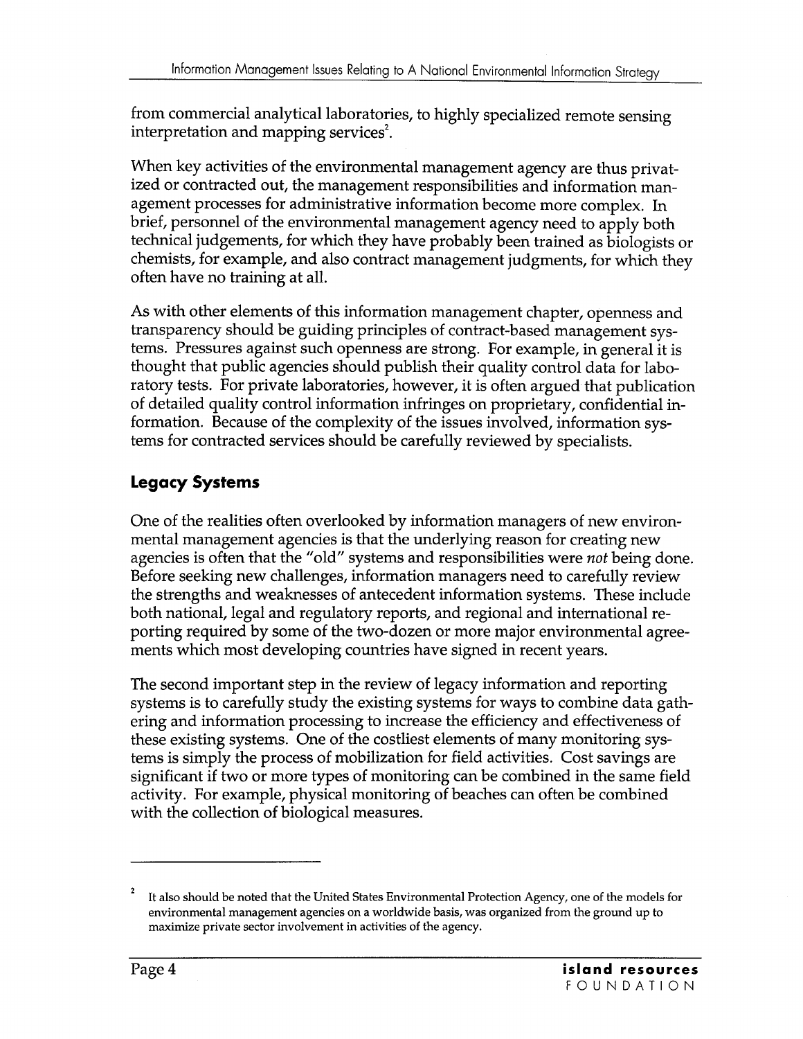from commercial analytical laboratories, to highly specialized remote sensing interpretation and mapping services[2].

When key activities of the environmental management agency are thus privatized or contracted out, the management responsibilities and information management processes for administrative information become more complex. In brief, personnel of the environmental management agency need to apply both technical judgements, for which they have probably been trained as biologists or chemists, for example, and also contract management judgments, for which they often have no training at all.

As with other elements of this information management chapter, openness and transparency should be guiding principles of contract-based management systems. Pressures against such openness are strong. For example, in general it is thought that public agencies should publish their quality control data for laboratory tests. For private laboratories, however, it is often argued that publication of detailed quality control information infringes on proprietary, confidential information. Because of the complexity of the issues involved, information systems for contracted services should be carefully reviewed by specialists.

## Legacy Systems

One of the realities often overlooked by information managers of new environmental management agencies is that the underlying reason for creating new agencies is often that the "old" systems and responsibilities were *not* being done. Before seeking new challenges, information managers need to carefully review the strengths and weaknesses of antecedent information systems. These include both national, legal and regulatory reports, and regional and international reporting required by some of the two-dozen or more major environmental agreements which most developing countries have signed in recent years.

The second important step in the review of legacy information and reporting systems is to carefully study the existing systems for ways to combine data gathering and information processing to increase the efficiency and effectiveness of these existing systems. One of the costliest elements of many monitoring systems is simply the process of mobilization for field activities. Cost savings are significant if two or more types of monitoring can be combined in the same field activity. For example, physical monitoring of beaches can often be combined with the collection of biological measures.

---

[2] It also should be noted that the United States Environmental Protection Agency, one of the models for environmental management agencies on a worldwide basis, was organized from the ground up to maximize private sector involvement in activities of the agency.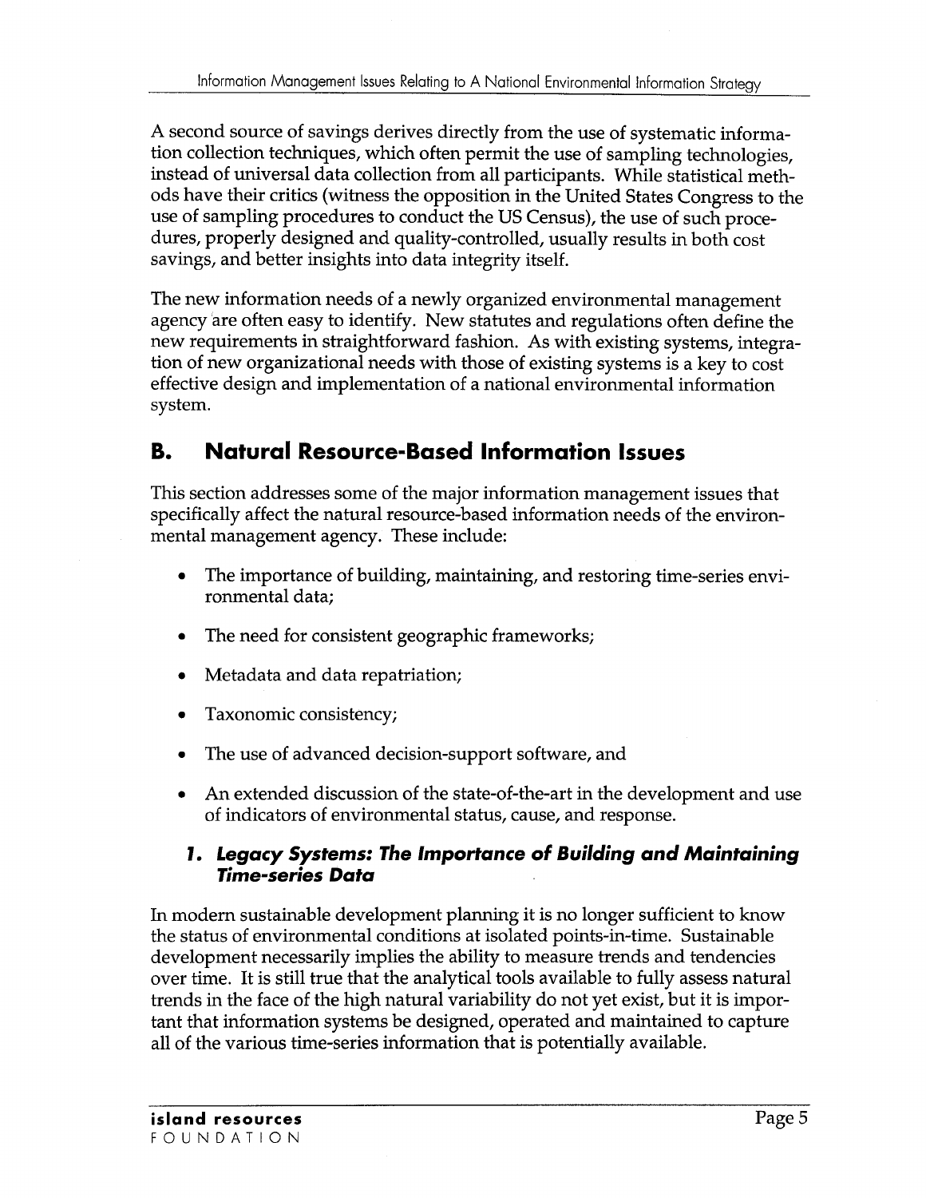A second source of savings derives directly from the use of systematic information collection techniques, which often permit the use of sampling technologies, instead of universal data collection from all participants. While statistical methods have their critics (witness the opposition in the United States Congress to the use of sampling procedures to conduct the US Census), the use of such procedures, properly designed and quality-controlled, usually results in both cost savings, and better insights into data integrity itself.

The new information needs of a newly organized environmental management agency are often easy to identify. New statutes and regulations often define the new requirements in straightforward fashion. As with existing systems, integration of new organizational needs with those of existing systems is a key to cost effective design and implementation of a national environmental information system.

## B. Natural Resource-Based Information Issues

This section addresses some of the major information management issues that specifically affect the natural resource-based information needs of the environmental management agency. These include:

- The importance of building, maintaining, and restoring time-series environmental data;
- The need for consistent geographic frameworks;
- Metadata and data repatriation;
- Taxonomic consistency;
- The use of advanced decision-support software, and
- An extended discussion of the state-of-the-art in the development and use of indicators of environmental status, cause, and response.

### 1. *Legacy Systems: The Importance of Building and Maintaining Time-series Data*

In modern sustainable development planning it is no longer sufficient to know the status of environmental conditions at isolated points-in-time. Sustainable development necessarily implies the ability to measure trends and tendencies over time. It is still true that the analytical tools available to fully assess natural trends in the face of the high natural variability do not yet exist, but it is important that information systems be designed, operated and maintained to capture all of the various time-series information that is potentially available.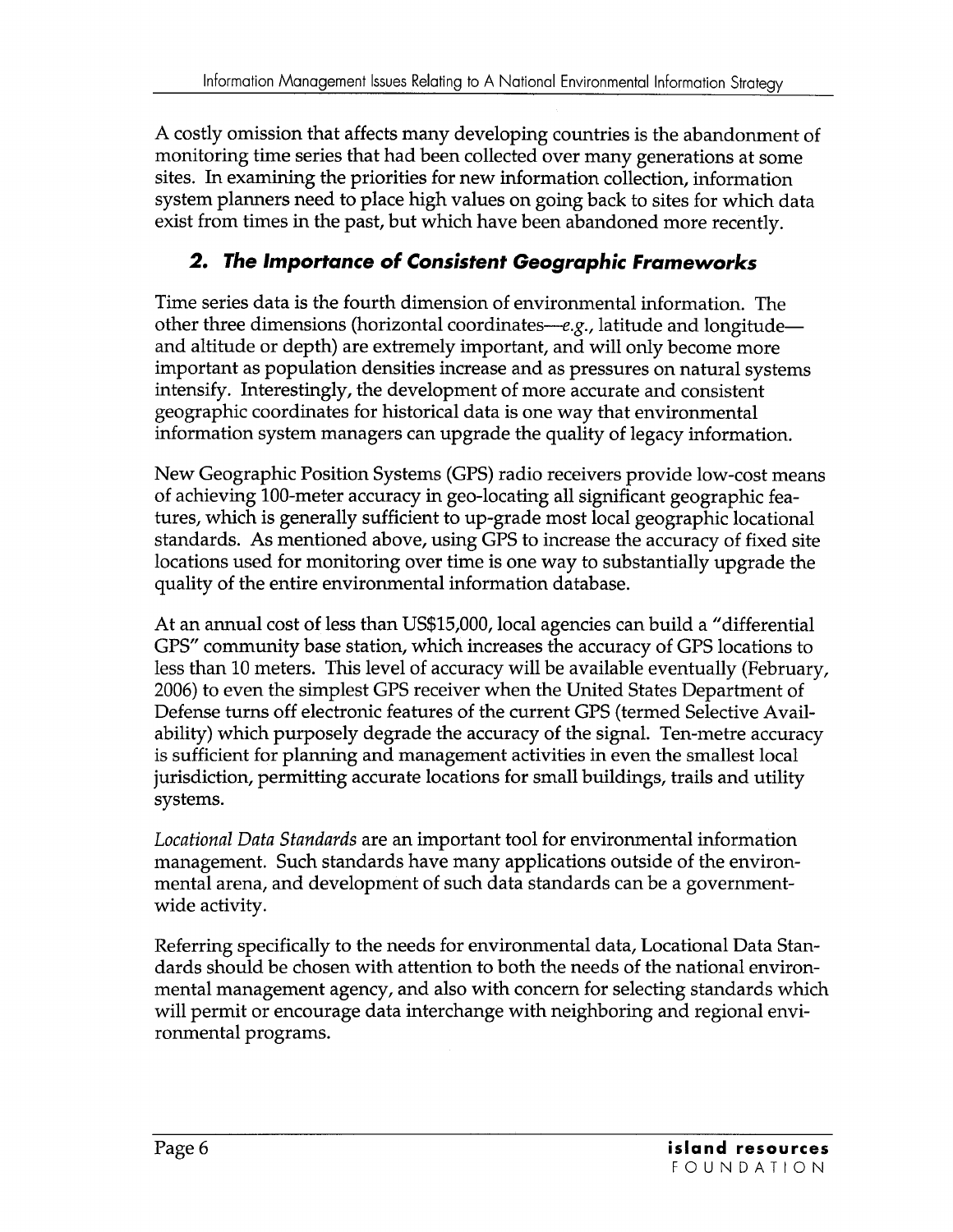A costly omission that affects many developing countries is the abandonment of monitoring time series that had been collected over many generations at some sites. In examining the priorities for new information collection, information system planners need to place high values on going back to sites for which data exist from times in the past, but which have been abandoned more recently.

## *2. The Importance of Consistent Geographic Frameworks*

Time series data is the fourth dimension of environmental information. The other three dimensions (horizontal coordinates—*e.g.*, latitude and longitude—and altitude or depth) are extremely important, and will only become more important as population densities increase and as pressures on natural systems intensify. Interestingly, the development of more accurate and consistent geographic coordinates for historical data is one way that environmental information system managers can upgrade the quality of legacy information.

New Geographic Position Systems (GPS) radio receivers provide low-cost means of achieving 100-meter accuracy in geo-locating all significant geographic features, which is generally sufficient to up-grade most local geographic locational standards. As mentioned above, using GPS to increase the accuracy of fixed site locations used for monitoring over time is one way to substantially upgrade the quality of the entire environmental information database.

At an annual cost of less than US$15,000, local agencies can build a "differential GPS" community base station, which increases the accuracy of GPS locations to less than 10 meters. This level of accuracy will be available eventually (February, 2006) to even the simplest GPS receiver when the United States Department of Defense turns off electronic features of the current GPS (termed Selective Availability) which purposely degrade the accuracy of the signal. Ten-metre accuracy is sufficient for planning and management activities in even the smallest local jurisdiction, permitting accurate locations for small buildings, trails and utility systems.

*Locational Data Standards* are an important tool for environmental information management. Such standards have many applications outside of the environmental arena, and development of such data standards can be a government-wide activity.

Referring specifically to the needs for environmental data, Locational Data Standards should be chosen with attention to both the needs of the national environmental management agency, and also with concern for selecting standards which will permit or encourage data interchange with neighboring and regional environmental programs.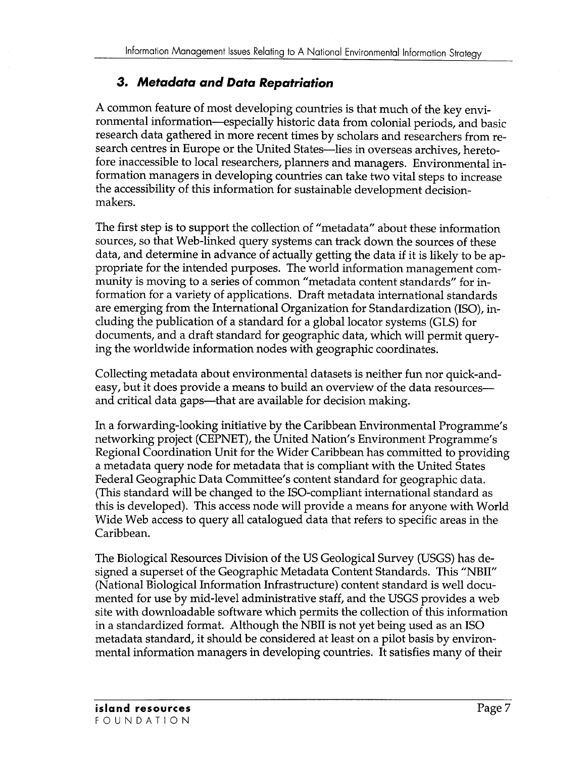### 3. *Metadata and Data Repatriation*

A common feature of most developing countries is that much of the key environmental information—especially historic data from colonial periods, and basic research data gathered in more recent times by scholars and researchers from research centres in Europe or the United States—lies in overseas archives, heretofore inaccessible to local researchers, planners and managers. Environmental information managers in developing countries can take two vital steps to increase the accessibility of this information for sustainable development decision-makers.

The first step is to support the collection of "metadata" about these information sources, so that Web-linked query systems can track down the sources of these data, and determine in advance of actually getting the data if it is likely to be appropriate for the intended purposes. The world information management community is moving to a series of common "metadata content standards" for information for a variety of applications. Draft metadata international standards are emerging from the International Organization for Standardization (ISO), including the publication of a standard for a global locator systems (GLS) for documents, and a draft standard for geographic data, which will permit querying the worldwide information nodes with geographic coordinates.

Collecting metadata about environmental datasets is neither fun nor quick-and-easy, but it does provide a means to build an overview of the data resources—and critical data gaps—that are available for decision making.

In a forwarding-looking initiative by the Caribbean Environmental Programme's networking project (CEPNET), the United Nation's Environment Programme's Regional Coordination Unit for the Wider Caribbean has committed to providing a metadata query node for metadata that is compliant with the United States Federal Geographic Data Committee's content standard for geographic data. (This standard will be changed to the ISO-compliant international standard as this is developed). This access node will provide a means for anyone with World Wide Web access to query all catalogued data that refers to specific areas in the Caribbean.

The Biological Resources Division of the US Geological Survey (USGS) has designed a superset of the Geographic Metadata Content Standards. This "NBII" (National Biological Information Infrastructure) content standard is well documented for use by mid-level administrative staff, and the USGS provides a web site with downloadable software which permits the collection of this information in a standardized format. Although the NBII is not yet being used as an ISO metadata standard, it should be considered at least on a pilot basis by environmental information managers in developing countries. It satisfies many of their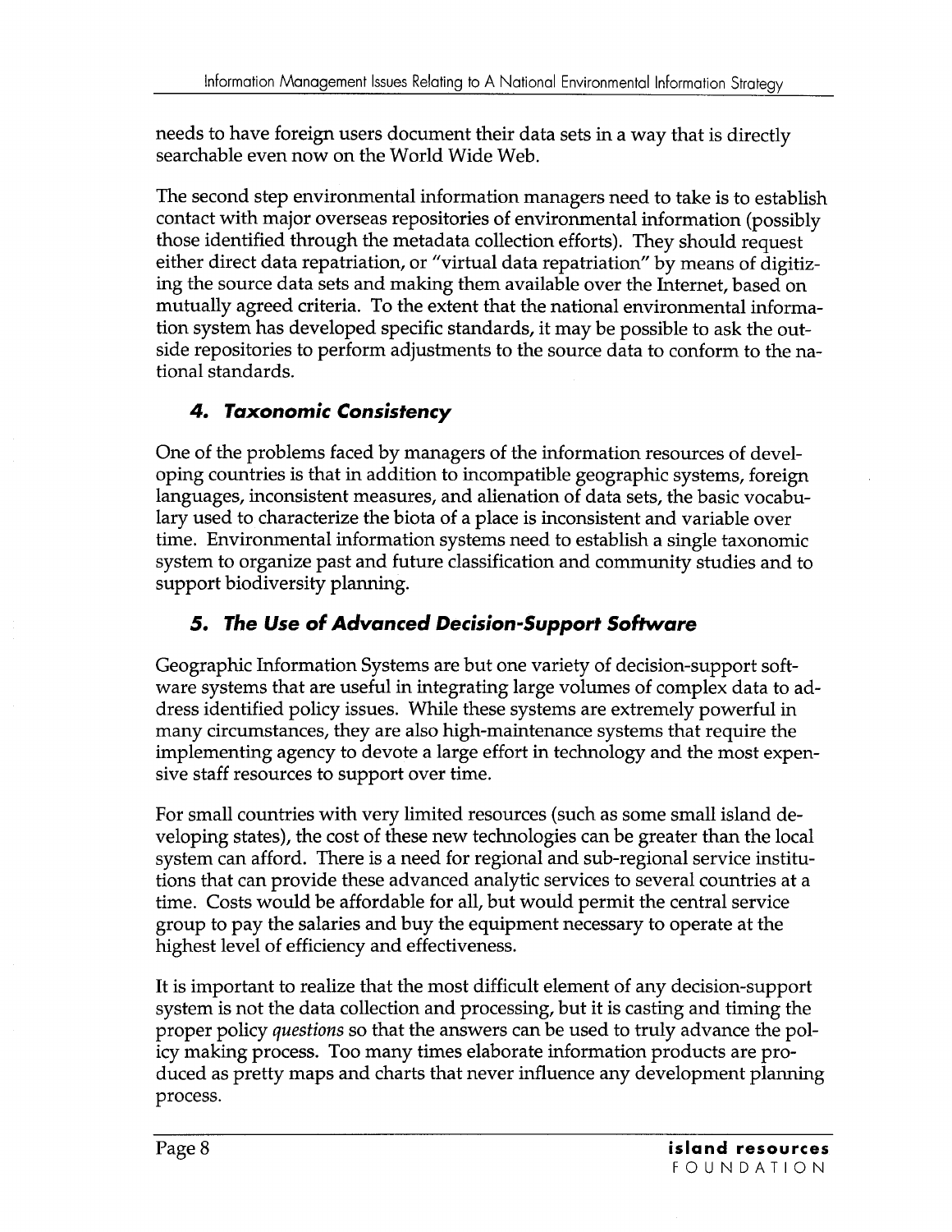needs to have foreign users document their data sets in a way that is directly searchable even now on the World Wide Web.

The second step environmental information managers need to take is to establish contact with major overseas repositories of environmental information (possibly those identified through the metadata collection efforts). They should request either direct data repatriation, or "virtual data repatriation" by means of digitizing the source data sets and making them available over the Internet, based on mutually agreed criteria. To the extent that the national environmental information system has developed specific standards, it may be possible to ask the outside repositories to perform adjustments to the source data to conform to the national standards.

### 4. *Taxonomic Consistency*

One of the problems faced by managers of the information resources of developing countries is that in addition to incompatible geographic systems, foreign languages, inconsistent measures, and alienation of data sets, the basic vocabulary used to characterize the biota of a place is inconsistent and variable over time. Environmental information systems need to establish a single taxonomic system to organize past and future classification and community studies and to support biodiversity planning.

### 5. *The Use of Advanced Decision-Support Software*

Geographic Information Systems are but one variety of decision-support software systems that are useful in integrating large volumes of complex data to address identified policy issues. While these systems are extremely powerful in many circumstances, they are also high-maintenance systems that require the implementing agency to devote a large effort in technology and the most expensive staff resources to support over time.

For small countries with very limited resources (such as some small island developing states), the cost of these new technologies can be greater than the local system can afford. There is a need for regional and sub-regional service institutions that can provide these advanced analytic services to several countries at a time. Costs would be affordable for all, but would permit the central service group to pay the salaries and buy the equipment necessary to operate at the highest level of efficiency and effectiveness.

It is important to realize that the most difficult element of any decision-support system is not the data collection and processing, but it is casting and timing the proper policy *questions* so that the answers can be used to truly advance the policy making process. Too many times elaborate information products are produced as pretty maps and charts that never influence any development planning process.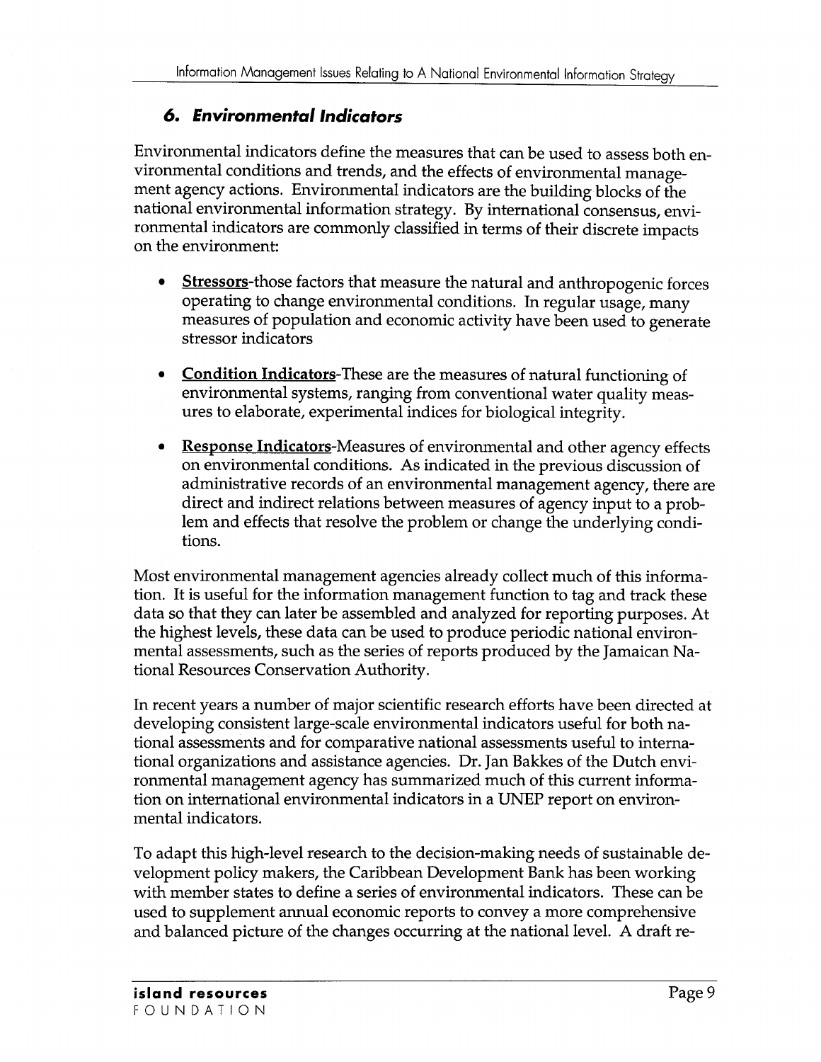## *6. Environmental Indicators*

Environmental indicators define the measures that can be used to assess both environmental conditions and trends, and the effects of environmental management agency actions. Environmental indicators are the building blocks of the national environmental information strategy. By international consensus, environmental indicators are commonly classified in terms of their discrete impacts on the environment:

- **Stressors**-those factors that measure the natural and anthropogenic forces operating to change environmental conditions. In regular usage, many measures of population and economic activity have been used to generate stressor indicators
- **Condition Indicators**-These are the measures of natural functioning of environmental systems, ranging from conventional water quality measures to elaborate, experimental indices for biological integrity.
- **Response Indicators**-Measures of environmental and other agency effects on environmental conditions. As indicated in the previous discussion of administrative records of an environmental management agency, there are direct and indirect relations between measures of agency input to a problem and effects that resolve the problem or change the underlying conditions.

Most environmental management agencies already collect much of this information. It is useful for the information management function to tag and track these data so that they can later be assembled and analyzed for reporting purposes. At the highest levels, these data can be used to produce periodic national environmental assessments, such as the series of reports produced by the Jamaican National Resources Conservation Authority.

In recent years a number of major scientific research efforts have been directed at developing consistent large-scale environmental indicators useful for both national assessments and for comparative national assessments useful to international organizations and assistance agencies. Dr. Jan Bakkes of the Dutch environmental management agency has summarized much of this current information on international environmental indicators in a UNEP report on environmental indicators.

To adapt this high-level research to the decision-making needs of sustainable development policy makers, the Caribbean Development Bank has been working with member states to define a series of environmental indicators. These can be used to supplement annual economic reports to convey a more comprehensive and balanced picture of the changes occurring at the national level. A draft re-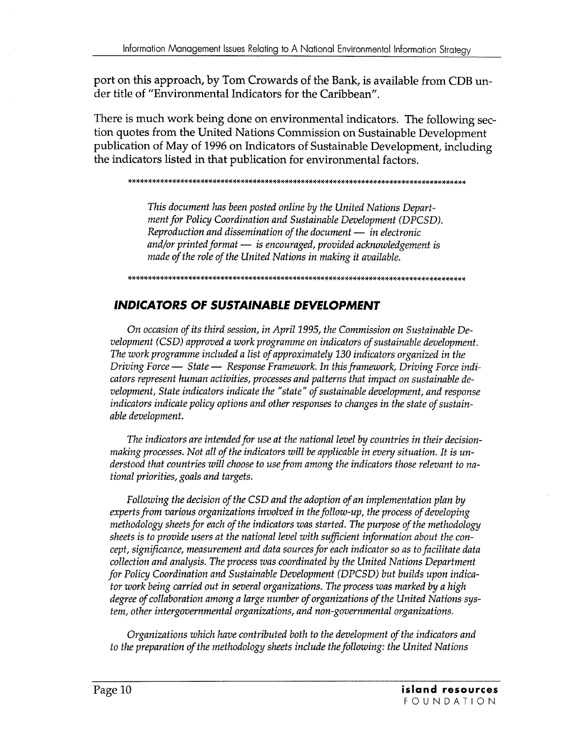port on this approach, by Tom Crowards of the Bank, is available from CDB under title of "Environmental Indicators for the Caribbean".

There is much work being done on environmental indicators. The following section quotes from the United Nations Commission on Sustainable Development publication of May of 1996 on Indicators of Sustainable Development, including the indicators listed in that publication for environmental factors.

\*\*\*\*\*\*\*\*\*\*\*\*\*\*\*\*\*\*\*\*\*\*\*\*\*\*\*\*\*\*\*\*\*\*\*\*\*\*\*\*\*\*\*\*\*\*\*\*\*\*\*\*\*\*\*\*\*\*\*\*\*\*\*\*\*\*\*\*\*\*\*\*\*\*\*\*\*\*\*\*\*\*\*\*\*\*

*This document has been posted online by the United Nations Department for Policy Coordination and Sustainable Development (DPCSD). Reproduction and dissemination of the document — in electronic and/or printed format — is encouraged, provided acknowledgement is made of the role of the United Nations in making it available.*

\*\*\*\*\*\*\*\*\*\*\*\*\*\*\*\*\*\*\*\*\*\*\*\*\*\*\*\*\*\*\*\*\*\*\*\*\*\*\*\*\*\*\*\*\*\*\*\*\*\*\*\*\*\*\*\*\*\*\*\*\*\*\*\*\*\*\*\*\*\*\*\*\*\*\*\*\*\*\*\*\*\*\*\*\*\*

## INDICATORS OF SUSTAINABLE DEVELOPMENT

*On occasion of its third session, in April 1995, the Commission on Sustainable Development (CSD) approved a work programme on indicators of sustainable development. The work programme included a list of approximately 130 indicators organized in the Driving Force — State — Response Framework. In this framework, Driving Force indicators represent human activities, processes and patterns that impact on sustainable development, State indicators indicate the "state" of sustainable development, and response indicators indicate policy options and other responses to changes in the state of sustainable development.*

*The indicators are intended for use at the national level by countries in their decision-making processes. Not all of the indicators will be applicable in every situation. It is understood that countries will choose to use from among the indicators those relevant to national priorities, goals and targets.*

*Following the decision of the CSD and the adoption of an implementation plan by experts from various organizations involved in the follow-up, the process of developing methodology sheets for each of the indicators was started. The purpose of the methodology sheets is to provide users at the national level with sufficient information about the concept, significance, measurement and data sources for each indicator so as to facilitate data collection and analysis. The process was coordinated by the United Nations Department for Policy Coordination and Sustainable Development (DPCSD) but builds upon indicator work being carried out in several organizations. The process was marked by a high degree of collaboration among a large number of organizations of the United Nations system, other intergovernmental organizations, and non-governmental organizations.*

*Organizations which have contributed both to the development of the indicators and to the preparation of the methodology sheets include the following: the United Nations*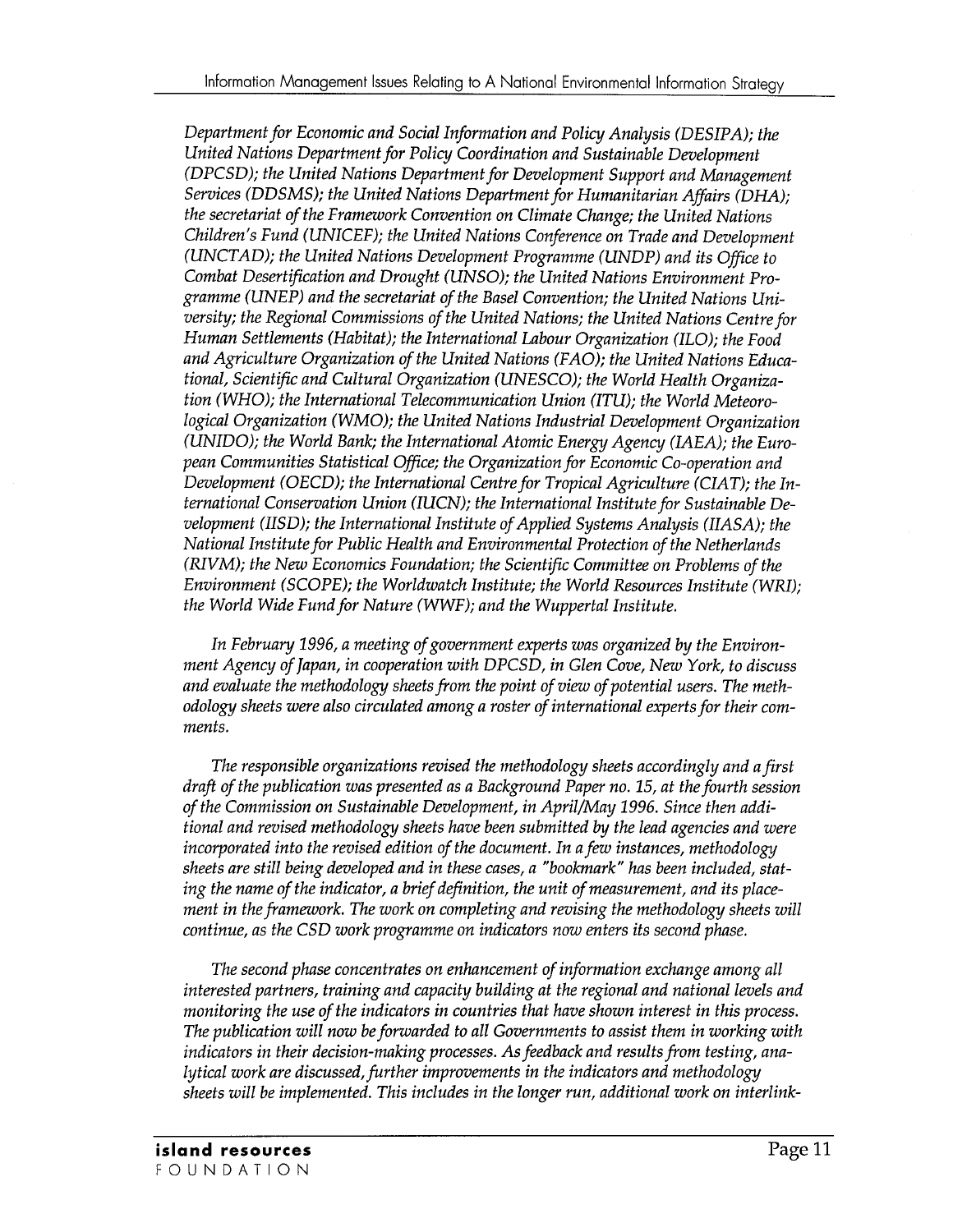*Department for Economic and Social Information and Policy Analysis (DESIPA); the United Nations Department for Policy Coordination and Sustainable Development (DPCSD); the United Nations Department for Development Support and Management Services (DDSMS); the United Nations Department for Humanitarian Affairs (DHA); the secretariat of the Framework Convention on Climate Change; the United Nations Children's Fund (UNICEF); the United Nations Conference on Trade and Development (UNCTAD); the United Nations Development Programme (UNDP) and its Office to Combat Desertification and Drought (UNSO); the United Nations Environment Programme (UNEP) and the secretariat of the Basel Convention; the United Nations University; the Regional Commissions of the United Nations; the United Nations Centre for Human Settlements (Habitat); the International Labour Organization (ILO); the Food and Agriculture Organization of the United Nations (FAO); the United Nations Educational, Scientific and Cultural Organization (UNESCO); the World Health Organization (WHO); the International Telecommunication Union (ITU); the World Meteorological Organization (WMO); the United Nations Industrial Development Organization (UNIDO); the World Bank; the International Atomic Energy Agency (IAEA); the European Communities Statistical Office; the Organization for Economic Co-operation and Development (OECD); the International Centre for Tropical Agriculture (CIAT); the International Conservation Union (IUCN); the International Institute for Sustainable Development (IISD); the International Institute of Applied Systems Analysis (IIASA); the National Institute for Public Health and Environmental Protection of the Netherlands (RIVM); the New Economics Foundation; the Scientific Committee on Problems of the Environment (SCOPE); the Worldwatch Institute; the World Resources Institute (WRI); the World Wide Fund for Nature (WWF); and the Wuppertal Institute.*

*In February 1996, a meeting of government experts was organized by the Environment Agency of Japan, in cooperation with DPCSD, in Glen Cove, New York, to discuss and evaluate the methodology sheets from the point of view of potential users. The methodology sheets were also circulated among a roster of international experts for their comments.*

*The responsible organizations revised the methodology sheets accordingly and a first draft of the publication was presented as a Background Paper no. 15, at the fourth session of the Commission on Sustainable Development, in April/May 1996. Since then additional and revised methodology sheets have been submitted by the lead agencies and were incorporated into the revised edition of the document. In a few instances, methodology sheets are still being developed and in these cases, a "bookmark" has been included, stating the name of the indicator, a brief definition, the unit of measurement, and its placement in the framework. The work on completing and revising the methodology sheets will continue, as the CSD work programme on indicators now enters its second phase.*

*The second phase concentrates on enhancement of information exchange among all interested partners, training and capacity building at the regional and national levels and monitoring the use of the indicators in countries that have shown interest in this process. The publication will now be forwarded to all Governments to assist them in working with indicators in their decision-making processes. As feedback and results from testing, analytical work are discussed, further improvements in the indicators and methodology sheets will be implemented. This includes in the longer run, additional work on interlink-*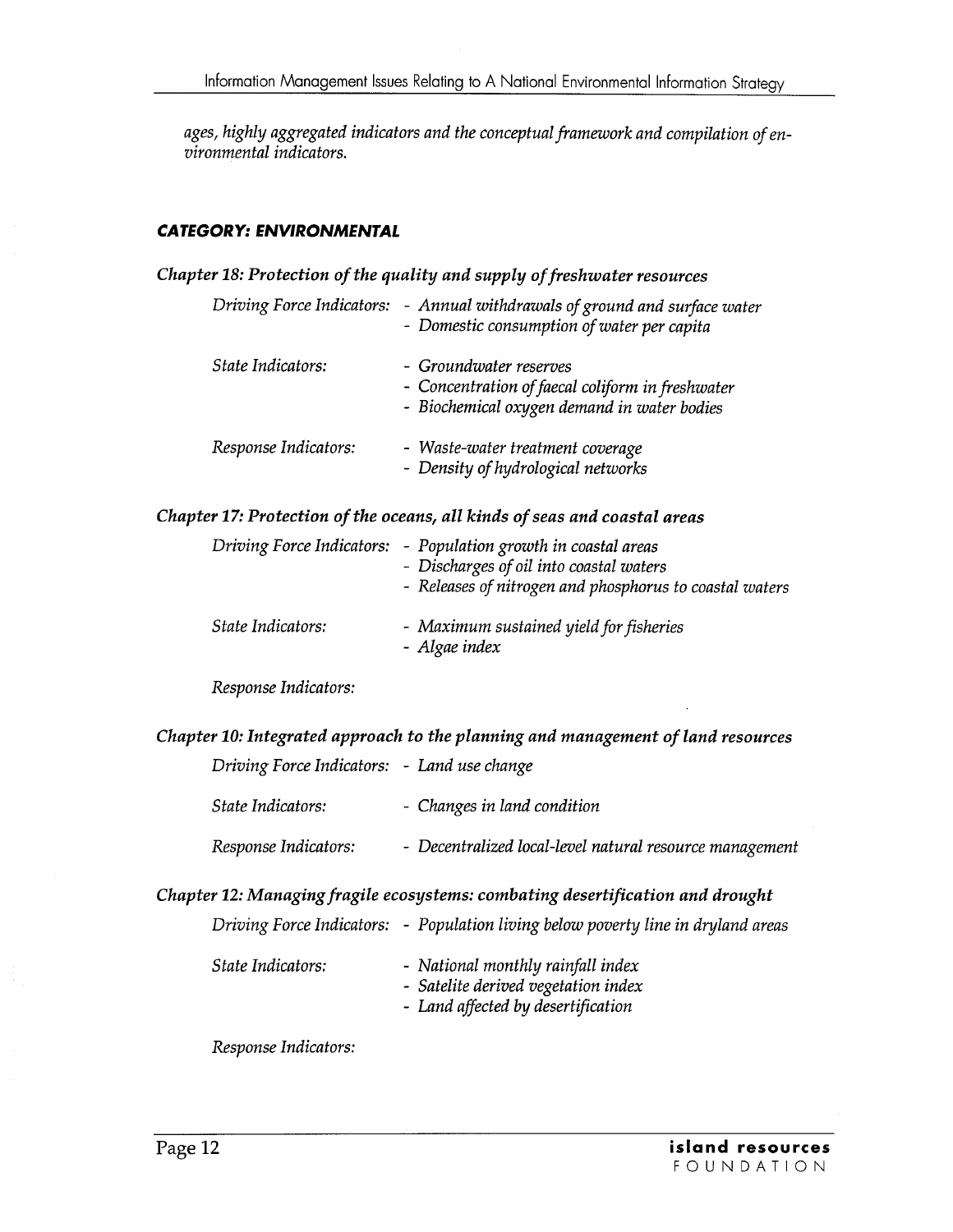*ages, highly aggregated indicators and the conceptual framework and compilation of environmental indicators.*

#### ***CATEGORY: ENVIRONMENTAL***

***Chapter 18: Protection of the quality and supply of freshwater resources***

*Driving Force Indicators:*
- *Annual withdrawals of ground and surface water*
- *Domestic consumption of water per capita*

*State Indicators:*
- *Groundwater reserves*
- *Concentration of faecal coliform in freshwater*
- *Biochemical oxygen demand in water bodies*

*Response Indicators:*
- *Waste-water treatment coverage*
- *Density of hydrological networks*

***Chapter 17: Protection of the oceans, all kinds of seas and coastal areas***

*Driving Force Indicators:*
- *Population growth in coastal areas*
- *Discharges of oil into coastal waters*
- *Releases of nitrogen and phosphorus to coastal waters*

*State Indicators:*
- *Maximum sustained yield for fisheries*
- *Algae index*

*Response Indicators:*

***Chapter 10: Integrated approach to the planning and management of land resources***

*Driving Force Indicators:*
- *Land use change*

*State Indicators:*
- *Changes in land condition*

*Response Indicators:*
- *Decentralized local-level natural resource management*

***Chapter 12: Managing fragile ecosystems: combating desertification and drought***

*Driving Force Indicators:*
- *Population living below poverty line in dryland areas*

*State Indicators:*
- *National monthly rainfall index*
- *Satelite derived vegetation index*
- *Land affected by desertification*

*Response Indicators:*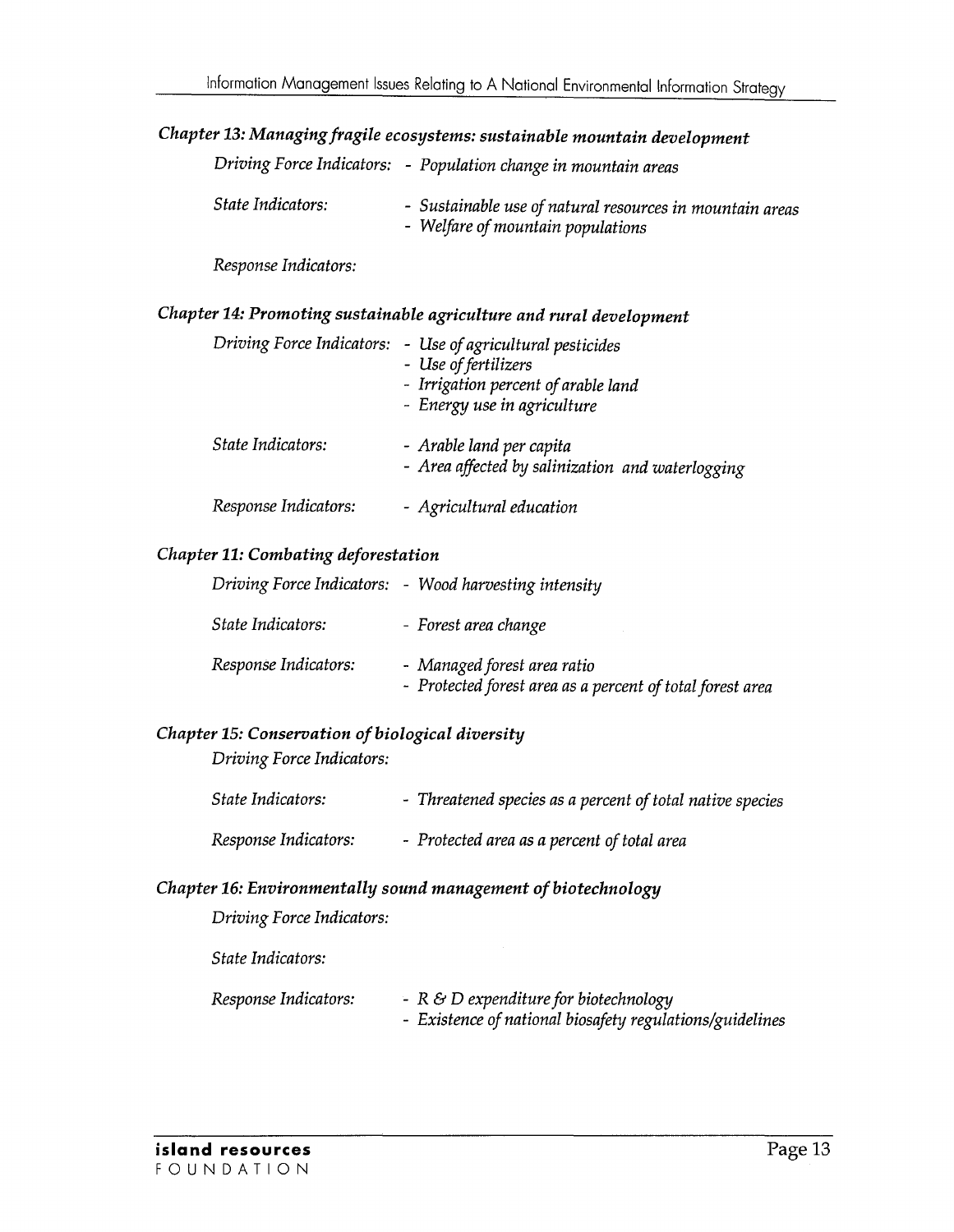### *Chapter 13: Managing fragile ecosystems: sustainable mountain development*

| | |
|---|---|
| *Driving Force Indicators:* | - *Population change in mountain areas* |
| *State Indicators:* | - *Sustainable use of natural resources in mountain areas*<br>- *Welfare of mountain populations* |
| *Response Indicators:* | |

### *Chapter 14: Promoting sustainable agriculture and rural development*

| | |
|---|---|
| *Driving Force Indicators:* | - *Use of agricultural pesticides*<br>- *Use of fertilizers*<br>- *Irrigation percent of arable land*<br>- *Energy use in agriculture* |
| *State Indicators:* | - *Arable land per capita*<br>- *Area affected by salinization and waterlogging* |
| *Response Indicators:* | - *Agricultural education* |

### *Chapter 11: Combating deforestation*

| | |
|---|---|
| *Driving Force Indicators:* | - *Wood harvesting intensity* |
| *State Indicators:* | - *Forest area change* |
| *Response Indicators:* | - *Managed forest area ratio*<br>- *Protected forest area as a percent of total forest area* |

### *Chapter 15: Conservation of biological diversity*

| | |
|---|---|
| *Driving Force Indicators:* | |
| *State Indicators:* | - *Threatened species as a percent of total native species* |
| *Response Indicators:* | - *Protected area as a percent of total area* |

### *Chapter 16: Environmentally sound management of biotechnology*

| | |
|---|---|
| *Driving Force Indicators:* | |
| *State Indicators:* | |
| *Response Indicators:* | - *R & D expenditure for biotechnology*<br>- *Existence of national biosafety regulations/guidelines* |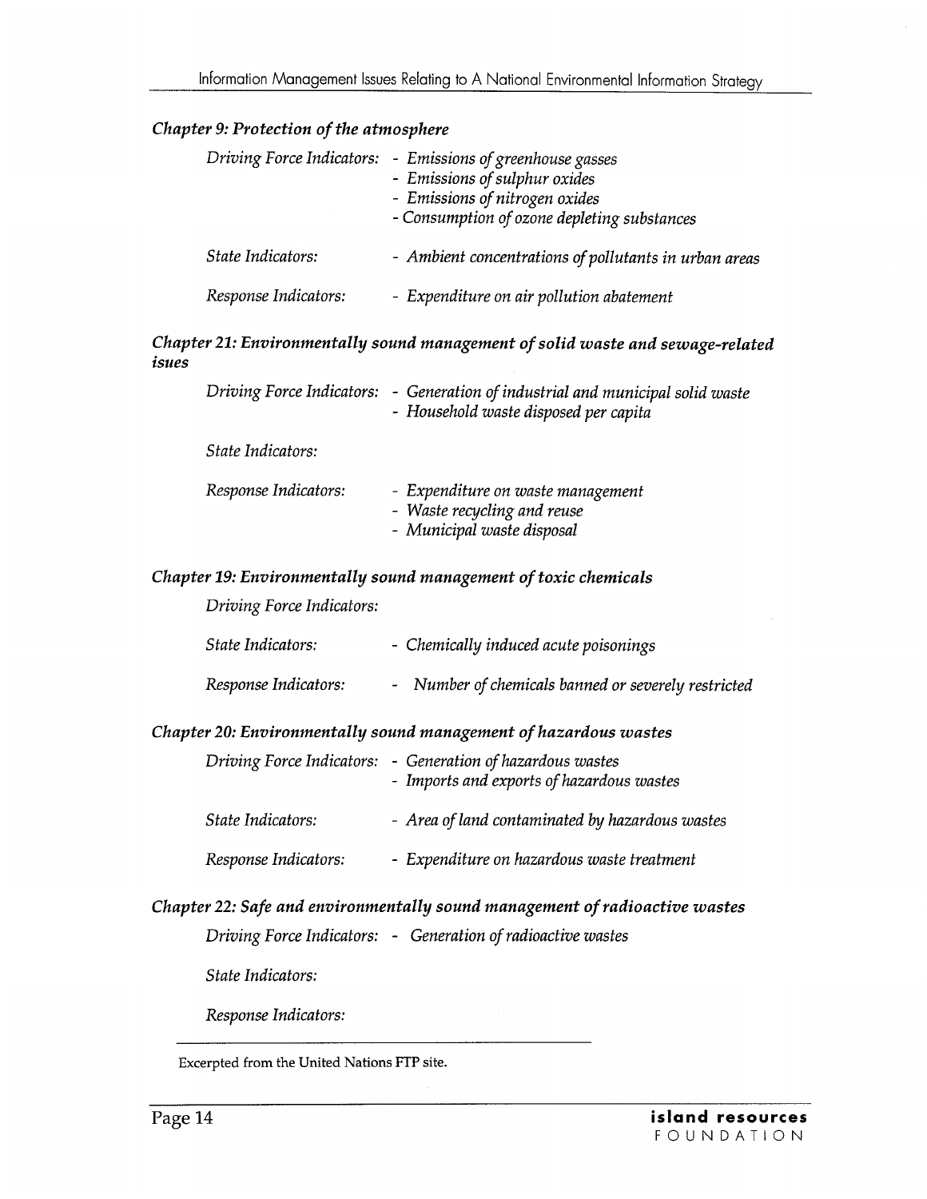### *Chapter 9: Protection of the atmosphere*

*Driving Force Indicators:*
- *Emissions of greenhouse gasses*
- *Emissions of sulphur oxides*
- *Emissions of nitrogen oxides*
- *Consumption of ozone depleting substances*

*State Indicators:*
- *Ambient concentrations of pollutants in urban areas*

*Response Indicators:*
- *Expenditure on air pollution abatement*

### *Chapter 21: Environmentally sound management of solid waste and sewage-related isues*

*Driving Force Indicators:*
- *Generation of industrial and municipal solid waste*
- *Household waste disposed per capita*

*State Indicators:*

*Response Indicators:*
- *Expenditure on waste management*
- *Waste recycling and reuse*
- *Municipal waste disposal*

### *Chapter 19: Environmentally sound management of toxic chemicals*

*Driving Force Indicators:*

*State Indicators:*
- *Chemically induced acute poisonings*

*Response Indicators:*
- *Number of chemicals banned or severely restricted*

### *Chapter 20: Environmentally sound management of hazardous wastes*

*Driving Force Indicators:*
- *Generation of hazardous wastes*
- *Imports and exports of hazardous wastes*

*State Indicators:*
- *Area of land contaminated by hazardous wastes*

*Response Indicators:*
- *Expenditure on hazardous waste treatment*

### *Chapter 22: Safe and environmentally sound management of radioactive wastes*

*Driving Force Indicators:*
- *Generation of radioactive wastes*

*State Indicators:*

*Response Indicators:*

---

Excerpted from the United Nations FTP site.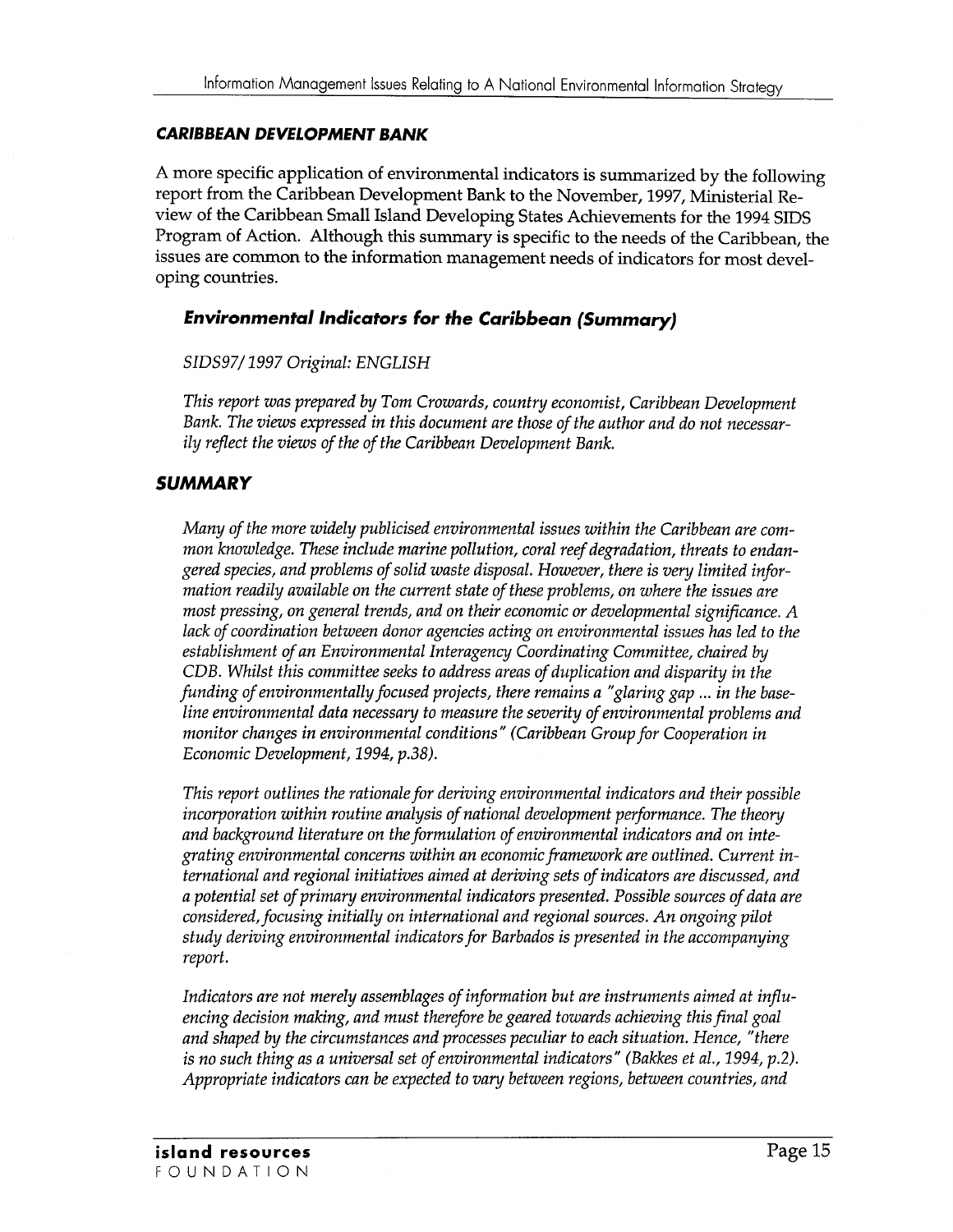### *CARIBBEAN DEVELOPMENT BANK*

A more specific application of environmental indicators is summarized by the following report from the Caribbean Development Bank to the November, 1997, Ministerial Review of the Caribbean Small Island Developing States Achievements for the 1994 SIDS Program of Action. Although this summary is specific to the needs of the Caribbean, the issues are common to the information management needs of indicators for most developing countries.

#### *Environmental Indicators for the Caribbean (Summary)*

*SIDS97/1997 Original: ENGLISH*

*This report was prepared by Tom Crowards, country economist, Caribbean Development Bank. The views expressed in this document are those of the author and do not necessarily reflect the views of the of the Caribbean Development Bank.*

### *SUMMARY*

*Many of the more widely publicised environmental issues within the Caribbean are common knowledge. These include marine pollution, coral reef degradation, threats to endangered species, and problems of solid waste disposal. However, there is very limited information readily available on the current state of these problems, on where the issues are most pressing, on general trends, and on their economic or developmental significance. A lack of coordination between donor agencies acting on environmental issues has led to the establishment of an Environmental Interagency Coordinating Committee, chaired by CDB. Whilst this committee seeks to address areas of duplication and disparity in the funding of environmentally focused projects, there remains a "glaring gap ... in the baseline environmental data necessary to measure the severity of environmental problems and monitor changes in environmental conditions" (Caribbean Group for Cooperation in Economic Development, 1994, p.38).*

*This report outlines the rationale for deriving environmental indicators and their possible incorporation within routine analysis of national development performance. The theory and background literature on the formulation of environmental indicators and on integrating environmental concerns within an economic framework are outlined. Current international and regional initiatives aimed at deriving sets of indicators are discussed, and a potential set of primary environmental indicators presented. Possible sources of data are considered, focusing initially on international and regional sources. An ongoing pilot study deriving environmental indicators for Barbados is presented in the accompanying report.*

*Indicators are not merely assemblages of information but are instruments aimed at influencing decision making, and must therefore be geared towards achieving this final goal and shaped by the circumstances and processes peculiar to each situation. Hence, "there is no such thing as a universal set of environmental indicators" (Bakkes et al., 1994, p.2). Appropriate indicators can be expected to vary between regions, between countries, and*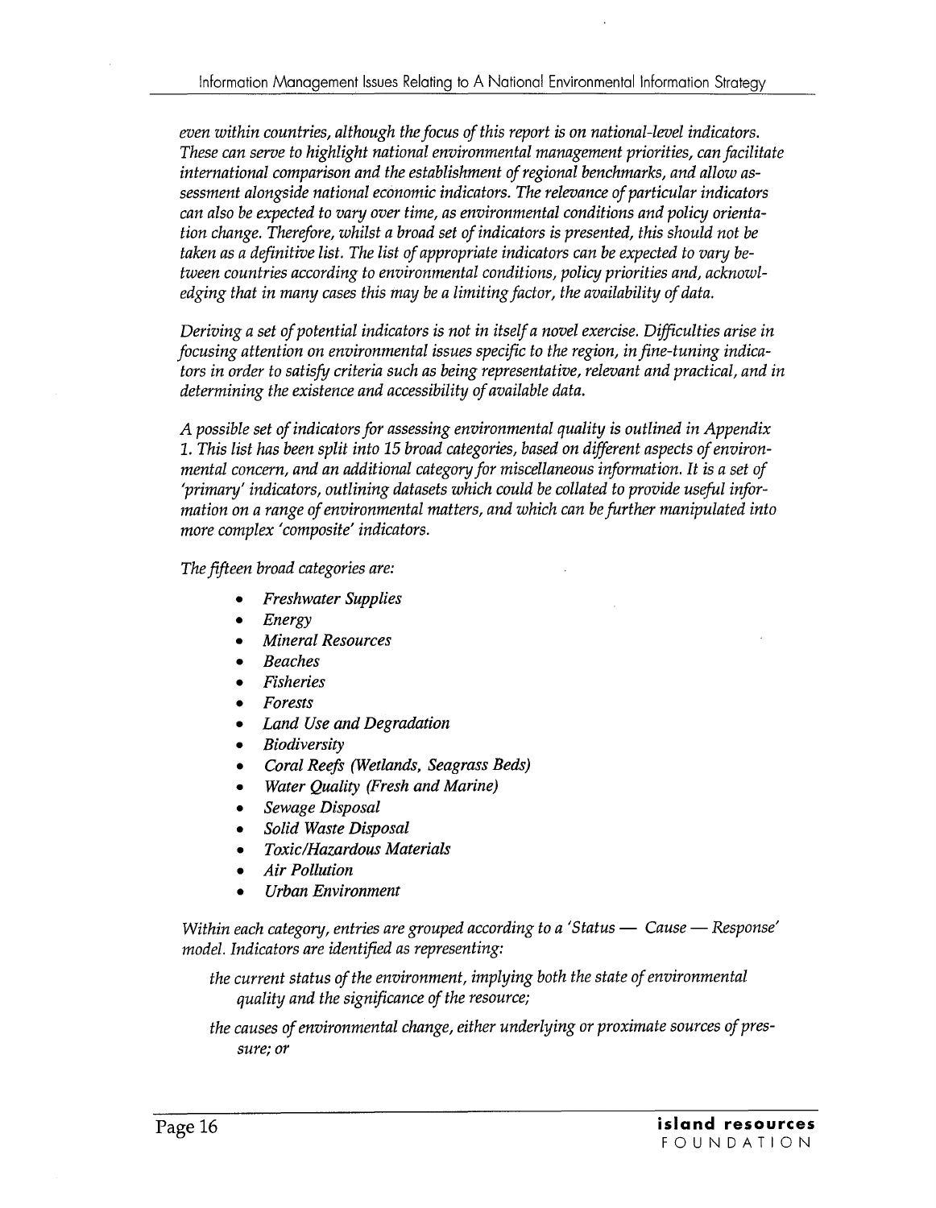*even within countries, although the focus of this report is on national-level indicators. These can serve to highlight national environmental management priorities, can facilitate international comparison and the establishment of regional benchmarks, and allow assessment alongside national economic indicators. The relevance of particular indicators can also be expected to vary over time, as environmental conditions and policy orientation change. Therefore, whilst a broad set of indicators is presented, this should not be taken as a definitive list. The list of appropriate indicators can be expected to vary between countries according to environmental conditions, policy priorities and, acknowledging that in many cases this may be a limiting factor, the availability of data.*

*Deriving a set of potential indicators is not in itself a novel exercise. Difficulties arise in focusing attention on environmental issues specific to the region, in fine-tuning indicators in order to satisfy criteria such as being representative, relevant and practical, and in determining the existence and accessibility of available data.*

*A possible set of indicators for assessing environmental quality is outlined in Appendix 1. This list has been split into 15 broad categories, based on different aspects of environmental concern, and an additional category for miscellaneous information. It is a set of 'primary' indicators, outlining datasets which could be collated to provide useful information on a range of environmental matters, and which can be further manipulated into more complex 'composite' indicators.*

*The fifteen broad categories are:*

- *Freshwater Supplies*
- *Energy*
- *Mineral Resources*
- *Beaches*
- *Fisheries*
- *Forests*
- *Land Use and Degradation*
- *Biodiversity*
- *Coral Reefs (Wetlands, Seagrass Beds)*
- *Water Quality (Fresh and Marine)*
- *Sewage Disposal*
- *Solid Waste Disposal*
- *Toxic/Hazardous Materials*
- *Air Pollution*
- *Urban Environment*

*Within each category, entries are grouped according to a 'Status — Cause — Response' model. Indicators are identified as representing:*

*the current status of the environment, implying both the state of environmental quality and the significance of the resource;*

*the causes of environmental change, either underlying or proximate sources of pressure; or*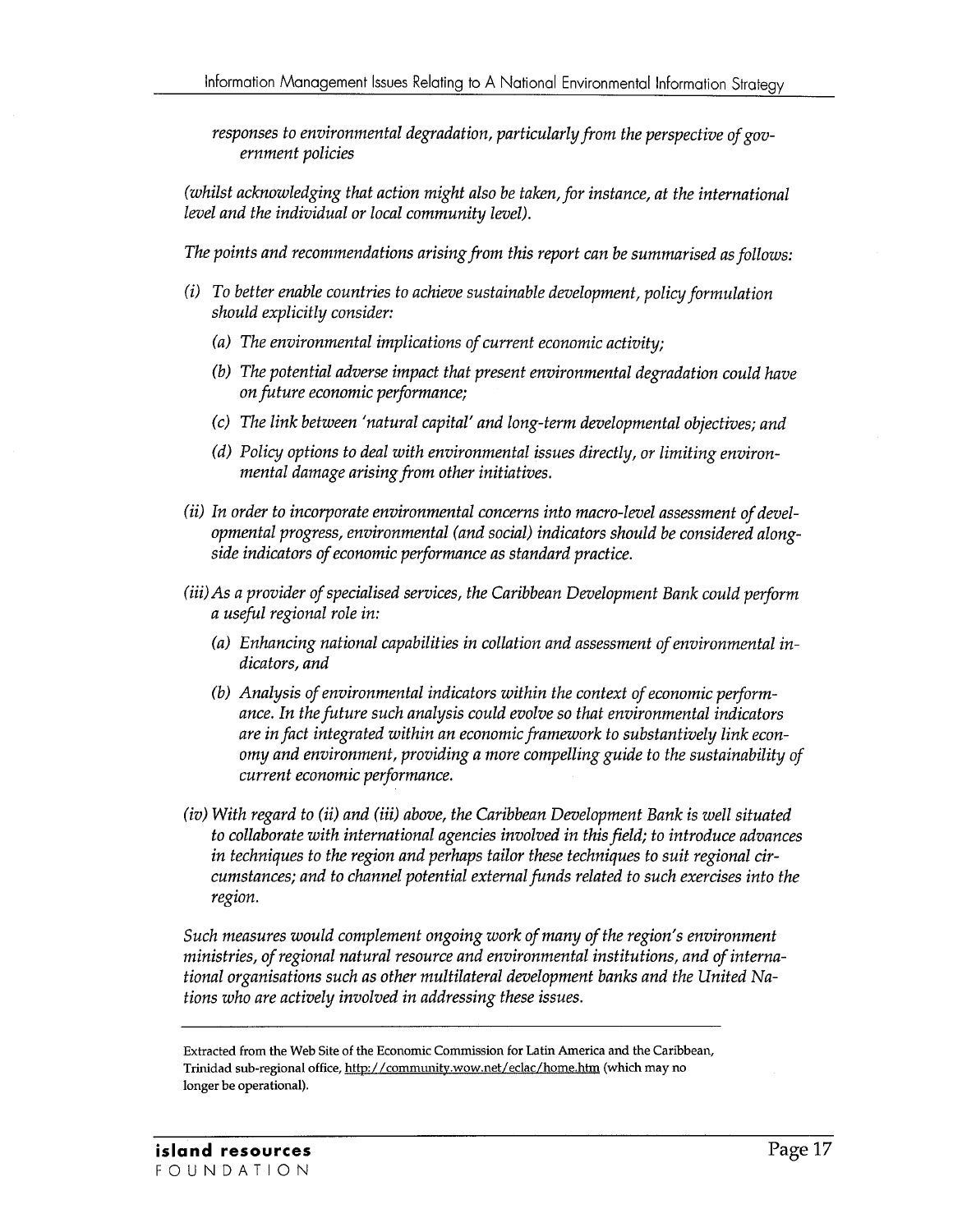*responses to environmental degradation, particularly from the perspective of government policies*

*(whilst acknowledging that action might also be taken, for instance, at the international level and the individual or local community level).*

*The points and recommendations arising from this report can be summarised as follows:*

*(i) To better enable countries to achieve sustainable development, policy formulation should explicitly consider:*

*(a) The environmental implications of current economic activity;*

*(b) The potential adverse impact that present environmental degradation could have on future economic performance;*

*(c) The link between 'natural capital' and long-term developmental objectives; and*

*(d) Policy options to deal with environmental issues directly, or limiting environmental damage arising from other initiatives.*

*(ii) In order to incorporate environmental concerns into macro-level assessment of developmental progress, environmental (and social) indicators should be considered alongside indicators of economic performance as standard practice.*

*(iii) As a provider of specialised services, the Caribbean Development Bank could perform a useful regional role in:*

*(a) Enhancing national capabilities in collation and assessment of environmental indicators, and*

*(b) Analysis of environmental indicators within the context of economic performance. In the future such analysis could evolve so that environmental indicators are in fact integrated within an economic framework to substantively link economy and environment, providing a more compelling guide to the sustainability of current economic performance.*

*(iv) With regard to (ii) and (iii) above, the Caribbean Development Bank is well situated to collaborate with international agencies involved in this field; to introduce advances in techniques to the region and perhaps tailor these techniques to suit regional circumstances; and to channel potential external funds related to such exercises into the region.*

*Such measures would complement ongoing work of many of the region's environment ministries, of regional natural resource and environmental institutions, and of international organisations such as other multilateral development banks and the United Nations who are actively involved in addressing these issues.*

---

Extracted from the Web Site of the Economic Commission for Latin America and the Caribbean, Trinidad sub-regional office, http://community.wow.net/eclac/home.htm (which may no longer be operational).